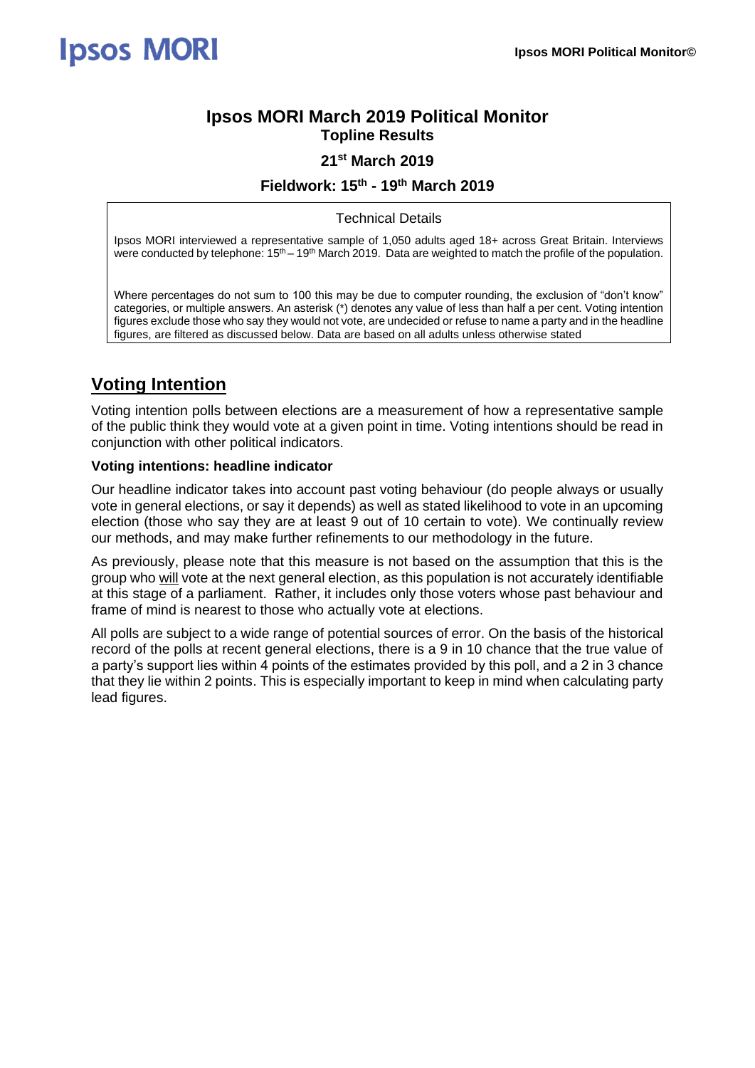# Ipsos MORI March 2019 Political Monitor

## Topline Results

### 21st March 2019

### Fieldwork: 15th - 19th March 2019

**Technical Details**

Ipsos MORI interviewed a representative sample of 1,050 adults aged 18+ across Great Britain. Interviews were conducted by telephone: 15th – 19th March 2019. Data are weighted to match the profile of the population.

Where percentages do not sum to 100 this may be due to computer rounding, the exclusion of "don't know" categories, or multiple answers. An asterisk (*) denotes any value of less than half a per cent. Voting intention figures exclude those who say they would not vote, are undecided or refuse to name a party and in the headline figures, are filtered as discussed below. Data are based on all adults unless otherwise stated

## Voting Intention

Voting intention polls between elections are a measurement of how a representative sample of the public think they would vote at a given point in time. Voting intentions should be read in conjunction with other political indicators.

**Voting intentions: headline indicator**

Our headline indicator takes into account past voting behaviour (do people always or usually vote in general elections, or say it depends) as well as stated likelihood to vote in an upcoming election (those who say they are at least 9 out of 10 certain to vote). We continually review our methods, and may make further refinements to our methodology in the future.

As previously, please note that this measure is not based on the assumption that this is the group who will vote at the next general election, as this population is not accurately identifiable at this stage of a parliament. Rather, it includes only those voters whose past behaviour and frame of mind is nearest to those who actually vote at elections.

All polls are subject to a wide range of potential sources of error. On the basis of the historical record of the polls at recent general elections, there is a 9 in 10 chance that the true value of a party's support lies within 4 points of the estimates provided by this poll, and a 2 in 3 chance that they lie within 2 points. This is especially important to keep in mind when calculating party lead figures.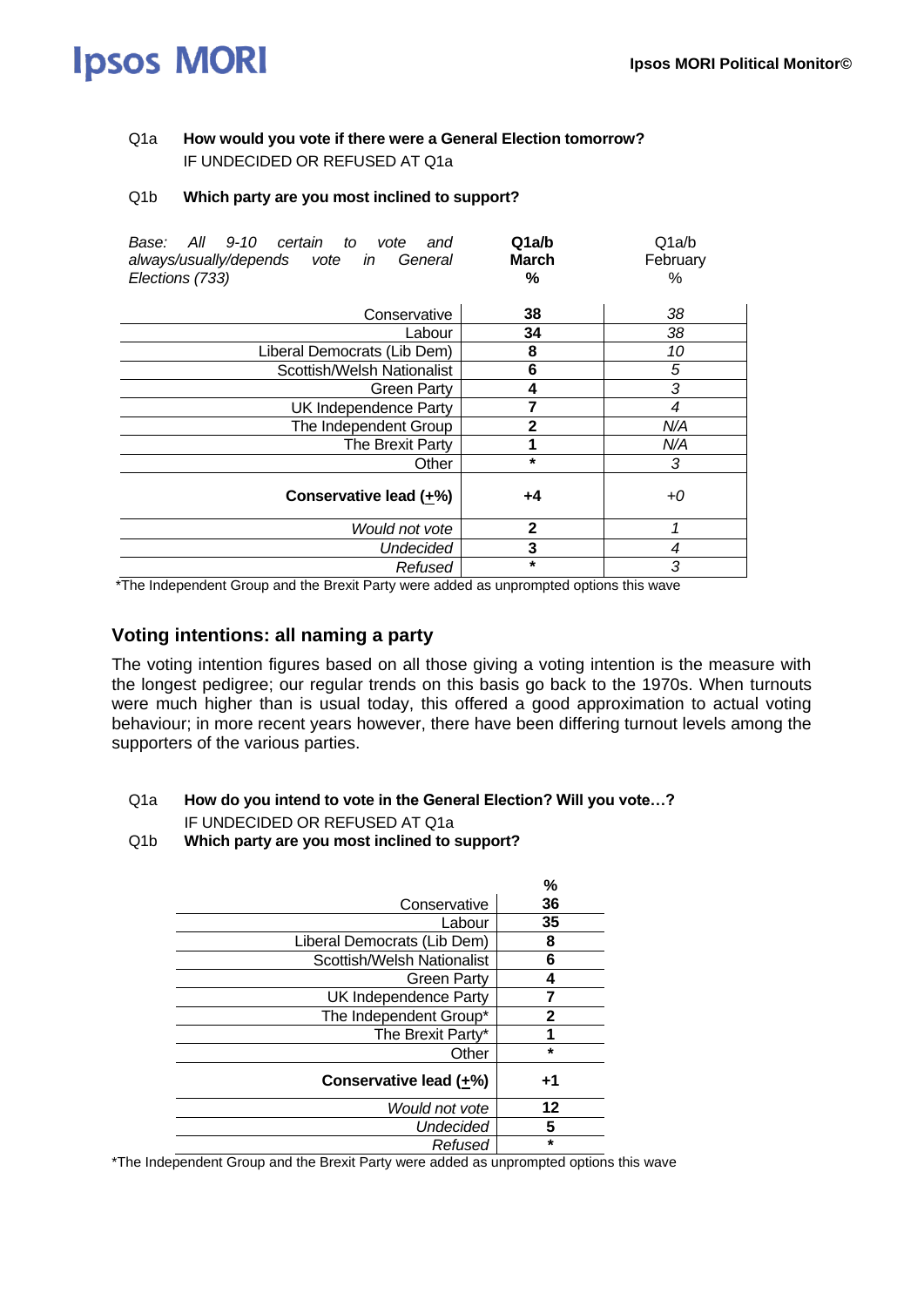Q1a **How would you vote if there were a General Election tomorrow?**
IF UNDECIDED OR REFUSED AT Q1a

Q1b **Which party are you most inclined to support?**

| *Base: All 9-10 certain to vote and always/usually/depends vote in General Elections (733)* | **Q1a/b March %** | Q1a/b February % |
|---|---|---|
| Conservative | **38** | *38* |
| Labour | **34** | *38* |
| Liberal Democrats (Lib Dem) | **8** | *10* |
| Scottish/Welsh Nationalist | **6** | *5* |
| Green Party | **4** | *3* |
| UK Independence Party | **7** | *4* |
| The Independent Group | **2** | *N/A* |
| The Brexit Party | **1** | *N/A* |
| Other | ***** | *3* |
| **Conservative lead (±%)** | **+4** | *+0* |
| *Would not vote* | **2** | *1* |
| *Undecided* | **3** | *4* |
| *Refused* | ***** | *3* |

*The Independent Group and the Brexit Party were added as unprompted options this wave

## Voting intentions: all naming a party

The voting intention figures based on all those giving a voting intention is the measure with the longest pedigree; our regular trends on this basis go back to the 1970s. When turnouts were much higher than is usual today, this offered a good approximation to actual voting behaviour; in more recent years however, there have been differing turnout levels among the supporters of the various parties.

Q1a **How do you intend to vote in the General Election? Will you vote…?**
IF UNDECIDED OR REFUSED AT Q1a

Q1b **Which party are you most inclined to support?**

| | **%** |
|---|---|
| Conservative | **36** |
| Labour | **35** |
| Liberal Democrats (Lib Dem) | **8** |
| Scottish/Welsh Nationalist | **6** |
| Green Party | **4** |
| UK Independence Party | **7** |
| The Independent Group* | **2** |
| The Brexit Party* | **1** |
| Other | ***** |
| **Conservative lead (±%)** | **+1** |
| *Would not vote* | **12** |
| *Undecided* | **5** |
| *Refused* | ***** |

*The Independent Group and the Brexit Party were added as unprompted options this wave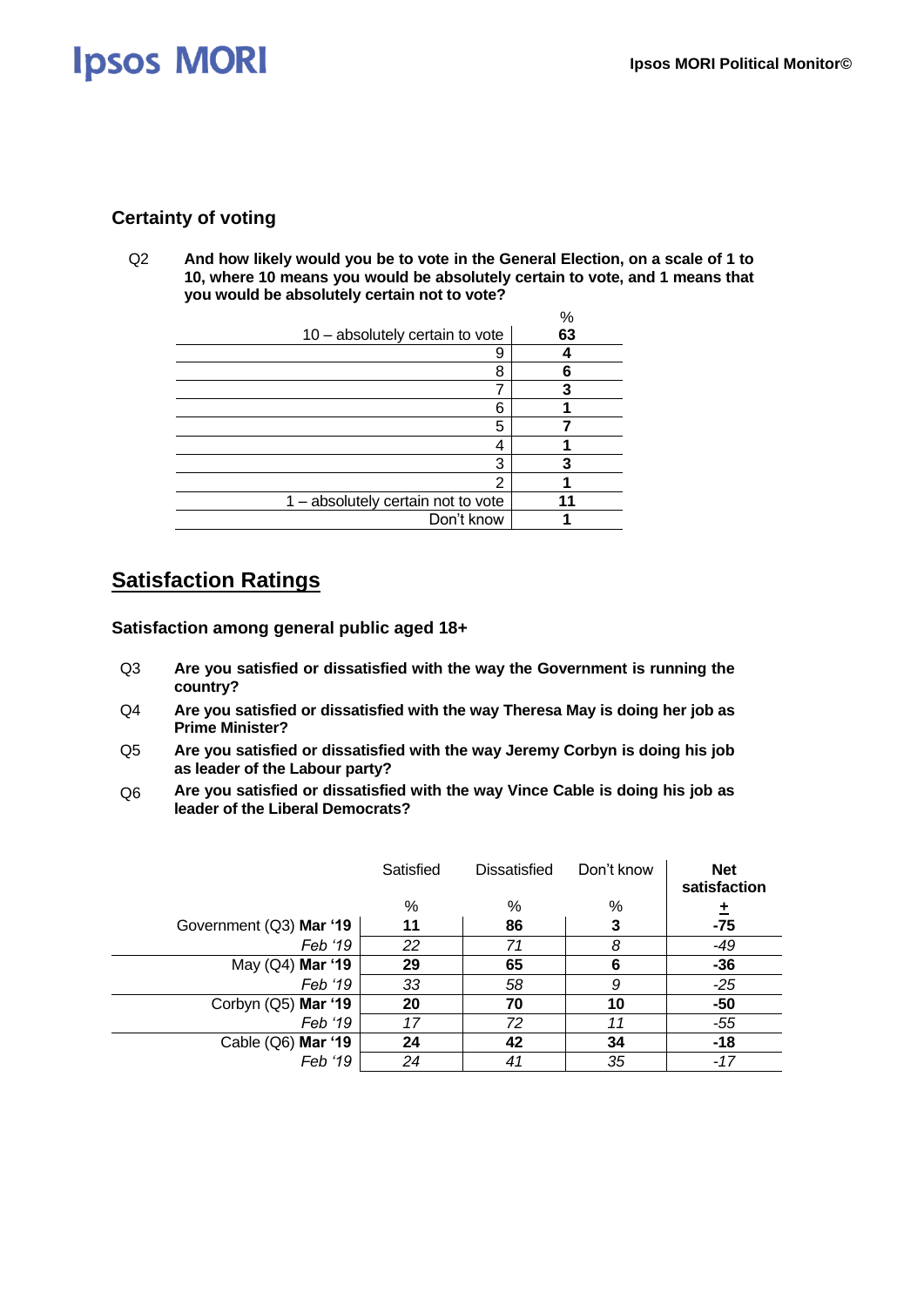### Certainty of voting

Q2 **And how likely would you be to vote in the General Election, on a scale of 1 to 10, where 10 means you would be absolutely certain to vote, and 1 means that you would be absolutely certain not to vote?**

| | % |
|---|---|
| 10 – absolutely certain to vote | **63** |
| 9 | **4** |
| 8 | **6** |
| 7 | **3** |
| 6 | **1** |
| 5 | **7** |
| 4 | **1** |
| 3 | **3** |
| 2 | **1** |
| 1 – absolutely certain not to vote | **11** |
| Don't know | **1** |

## Satisfaction Ratings

### Satisfaction among general public aged 18+

Q3 **Are you satisfied or dissatisfied with the way the Government is running the country?**

Q4 **Are you satisfied or dissatisfied with the way Theresa May is doing her job as Prime Minister?**

Q5 **Are you satisfied or dissatisfied with the way Jeremy Corbyn is doing his job as leader of the Labour party?**

Q6 **Are you satisfied or dissatisfied with the way Vince Cable is doing his job as leader of the Liberal Democrats?**

| | Satisfied | Dissatisfied | Don't know | **Net satisfaction** |
|---|---|---|---|---|
| | % | % | % | **±** |
| Government (Q3) **Mar '19** | **11** | **86** | **3** | **-75** |
| *Feb '19* | *22* | *71* | *8* | *-49* |
| May (Q4) **Mar '19** | **29** | **65** | **6** | **-36** |
| *Feb '19* | *33* | *58* | *9* | *-25* |
| Corbyn (Q5) **Mar '19** | **20** | **70** | **10** | **-50** |
| *Feb '19* | *17* | *72* | *11* | *-55* |
| Cable (Q6) **Mar '19** | **24** | **42** | **34** | **-18** |
| *Feb '19* | *24* | *41* | *35* | *-17* |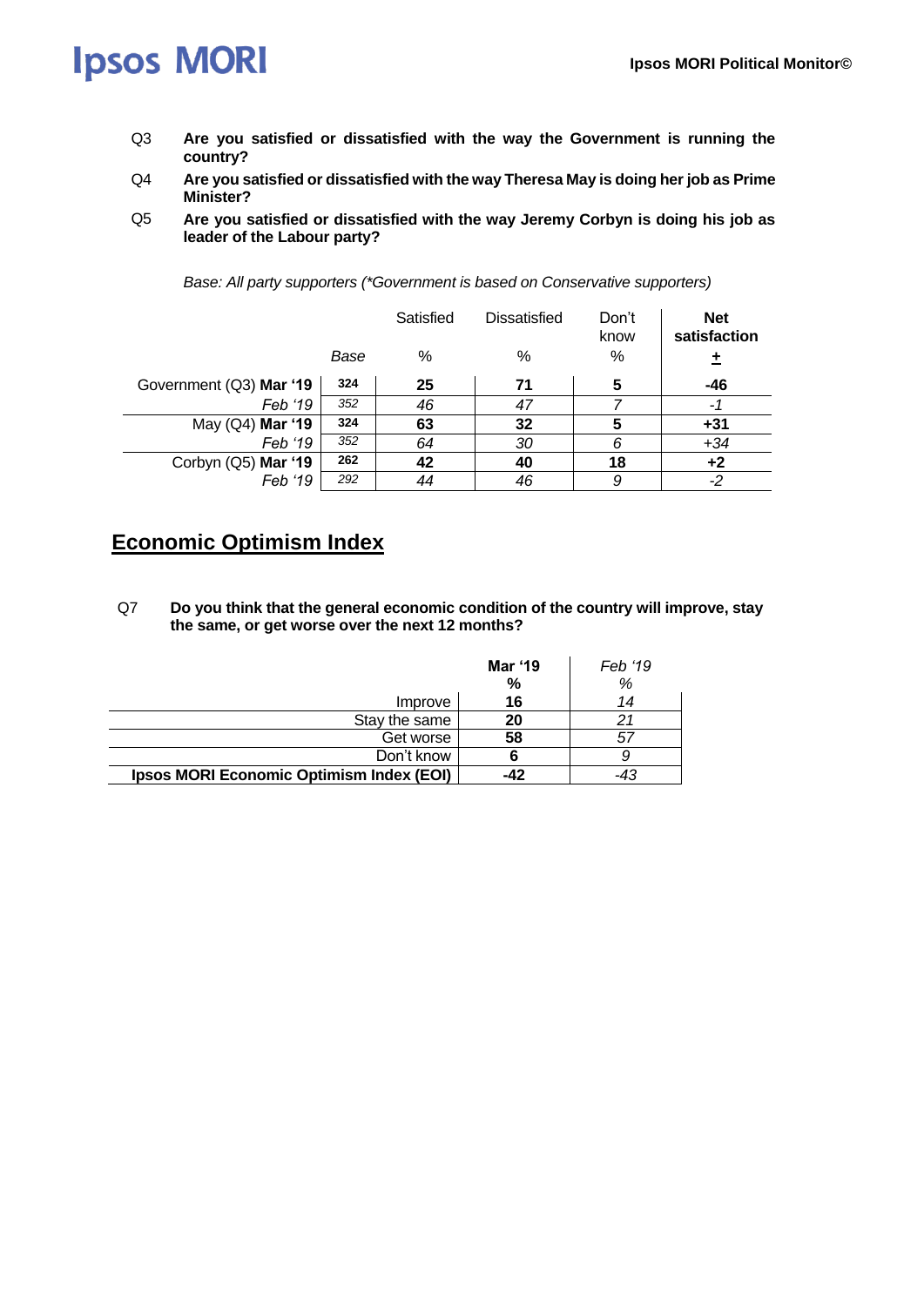Q3 **Are you satisfied or dissatisfied with the way the Government is running the country?**

Q4 **Are you satisfied or dissatisfied with the way Theresa May is doing her job as Prime Minister?**

Q5 **Are you satisfied or dissatisfied with the way Jeremy Corbyn is doing his job as leader of the Labour party?**

*Base: All party supporters (\*Government is based on Conservative supporters)*

| | Base | Satisfied % | Dissatisfied % | Don't know % | **Net satisfaction ±** |
|---|---|---|---|---|---|
| Government (Q3) **Mar '19** | **324** | **25** | **71** | **5** | **-46** |
| *Feb '19* | *352* | *46* | *47* | *7* | *-1* |
| May (Q4) **Mar '19** | **324** | **63** | **32** | **5** | **+31** |
| *Feb '19* | *352* | *64* | *30* | *6* | *+34* |
| Corbyn (Q5) **Mar '19** | **262** | **42** | **40** | **18** | **+2** |
| *Feb '19* | *292* | *44* | *46* | *9* | *-2* |

## Economic Optimism Index

Q7 **Do you think that the general economic condition of the country will improve, stay the same, or get worse over the next 12 months?**

| | **Mar '19 %** | *Feb '19 %* |
|---|---|---|
| Improve | **16** | *14* |
| Stay the same | **20** | *21* |
| Get worse | **58** | *57* |
| Don't know | **6** | *9* |
| **Ipsos MORI Economic Optimism Index (EOI)** | **-42** | *-43* |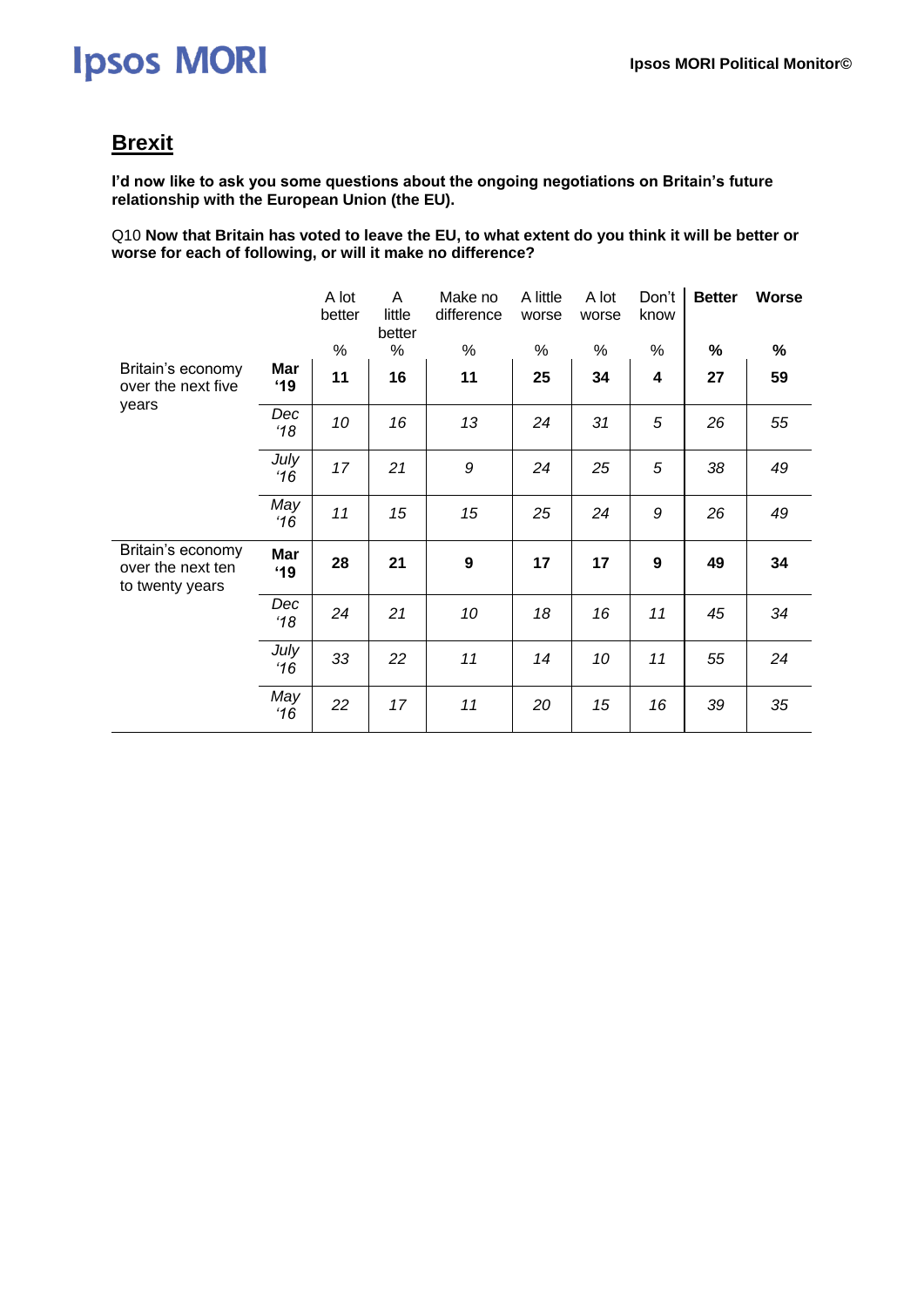## Brexit

**I'd now like to ask you some questions about the ongoing negotiations on Britain's future relationship with the European Union (the EU).**

Q10 **Now that Britain has voted to leave the EU, to what extent do you think it will be better or worse for each of following, or will it make no difference?**

| | | A lot better | A little better | Make no difference | A little worse | A lot worse | Don't know | **Better** | **Worse** |
|---|---|---|---|---|---|---|---|---|---|
| | | % | % | % | % | % | % | **%** | **%** |
| Britain's economy over the next five years | **Mar '19** | **11** | **16** | **11** | **25** | **34** | **4** | **27** | **59** |
| | *Dec '18* | *10* | *16* | *13* | *24* | *31* | *5* | *26* | *55* |
| | *July '16* | *17* | *21* | *9* | *24* | *25* | *5* | *38* | *49* |
| | *May '16* | *11* | *15* | *15* | *25* | *24* | *9* | *26* | *49* |
| Britain's economy over the next ten to twenty years | **Mar '19** | **28** | **21** | **9** | **17** | **17** | **9** | **49** | **34** |
| | *Dec '18* | *24* | *21* | *10* | *18* | *16* | *11* | *45* | *34* |
| | *July '16* | *33* | *22* | *11* | *14* | *10* | *11* | *55* | *24* |
| | *May '16* | *22* | *17* | *11* | *20* | *15* | *16* | *39* | *35* |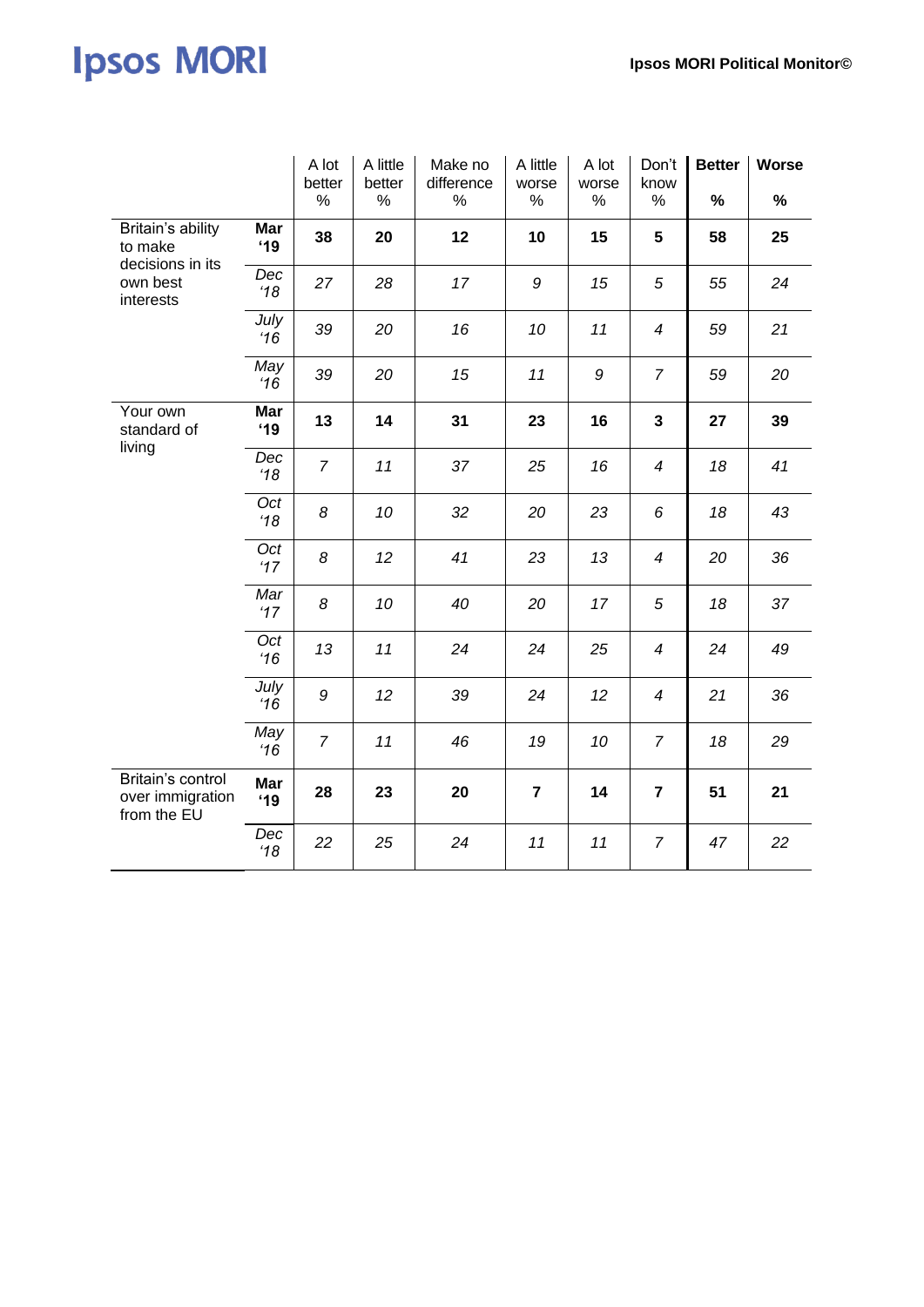| | | A lot better % | A little better % | Make no difference % | A little worse % | A lot worse % | Don't know % | **Better %** | **Worse %** |
|---|---|---|---|---|---|---|---|---|---|
| Britain's ability to make decisions in its own best interests | **Mar '19** | **38** | **20** | **12** | **10** | **15** | **5** | **58** | **25** |
| | *Dec '18* | *27* | *28* | *17* | *9* | *15* | *5* | *55* | *24* |
| | *July '16* | *39* | *20* | *16* | *10* | *11* | *4* | *59* | *21* |
| | *May '16* | *39* | *20* | *15* | *11* | *9* | *7* | *59* | *20* |
| Your own standard of living | **Mar '19** | **13** | **14** | **31** | **23** | **16** | **3** | **27** | **39** |
| | *Dec '18* | *7* | *11* | *37* | *25* | *16* | *4* | *18* | *41* |
| | *Oct '18* | *8* | *10* | *32* | *20* | *23* | *6* | *18* | *43* |
| | *Oct '17* | *8* | *12* | *41* | *23* | *13* | *4* | *20* | *36* |
| | *Mar '17* | *8* | *10* | *40* | *20* | *17* | *5* | *18* | *37* |
| | *Oct '16* | *13* | *11* | *24* | *24* | *25* | *4* | *24* | *49* |
| | *July '16* | *9* | *12* | *39* | *24* | *12* | *4* | *21* | *36* |
| | *May '16* | *7* | *11* | *46* | *19* | *10* | *7* | *18* | *29* |
| Britain's control over immigration from the EU | **Mar '19** | **28** | **23** | **20** | **7** | **14** | **7** | **51** | **21** |
| | *Dec '18* | *22* | *25* | *24* | *11* | *11* | *7* | *47* | *22* |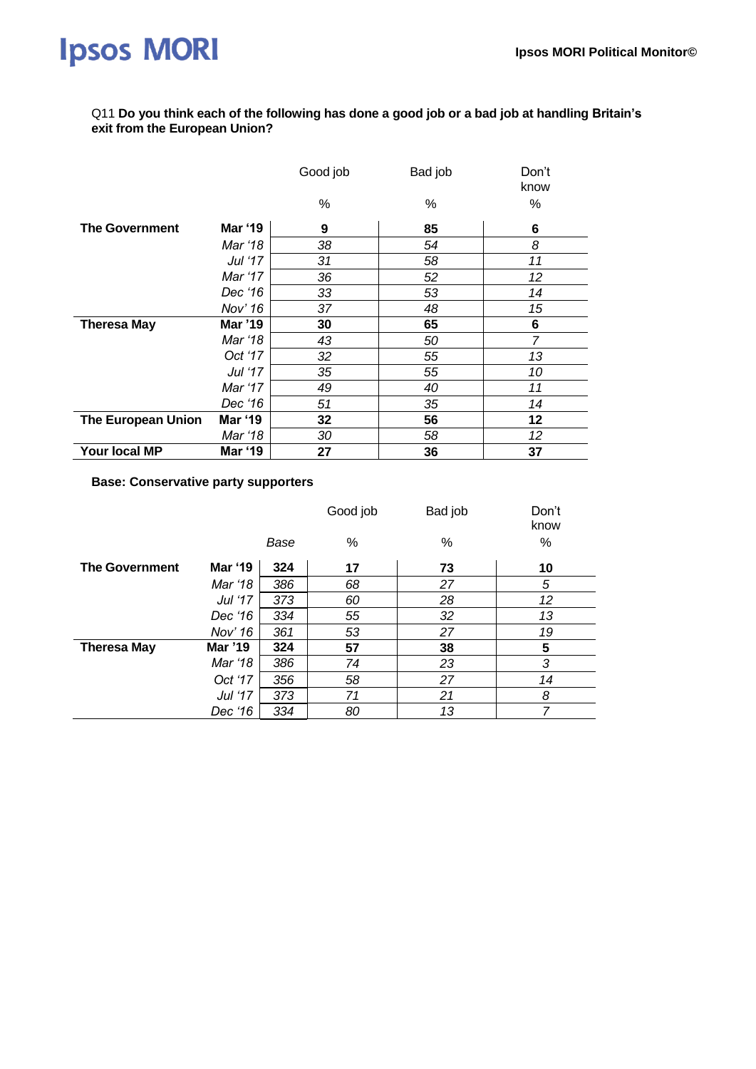Q11 **Do you think each of the following has done a good job or a bad job at handling Britain's exit from the European Union?**

| | | Good job | Bad job | Don't know |
|---|---|---|---|---|
| | | % | % | % |
| **The Government** | **Mar '19** | **9** | **85** | **6** |
| | *Mar '18* | *38* | *54* | *8* |
| | *Jul '17* | *31* | *58* | *11* |
| | *Mar '17* | *36* | *52* | *12* |
| | *Dec '16* | *33* | *53* | *14* |
| | *Nov' 16* | *37* | *48* | *15* |
| **Theresa May** | **Mar '19** | **30** | **65** | **6** |
| | *Mar '18* | *43* | *50* | *7* |
| | *Oct '17* | *32* | *55* | *13* |
| | *Jul '17* | *35* | *55* | *10* |
| | *Mar '17* | *49* | *40* | *11* |
| | *Dec '16* | *51* | *35* | *14* |
| **The European Union** | **Mar '19** | **32** | **56** | **12** |
| | *Mar '18* | *30* | *58* | *12* |
| **Your local MP** | **Mar '19** | **27** | **36** | **37** |

**Base: Conservative party supporters**

| | | Base | Good job | Bad job | Don't know |
|---|---|---|---|---|---|
| | | | % | % | % |
| **The Government** | **Mar '19** | **324** | **17** | **73** | **10** |
| | *Mar '18* | *386* | *68* | *27* | *5* |
| | *Jul '17* | *373* | *60* | *28* | *12* |
| | *Dec '16* | *334* | *55* | *32* | *13* |
| | *Nov' 16* | *361* | *53* | *27* | *19* |
| **Theresa May** | **Mar '19** | **324** | **57** | **38** | **5** |
| | *Mar '18* | *386* | *74* | *23* | *3* |
| | *Oct '17* | *356* | *58* | *27* | *14* |
| | *Jul '17* | *373* | *71* | *21* | *8* |
| | *Dec '16* | *334* | *80* | *13* | *7* |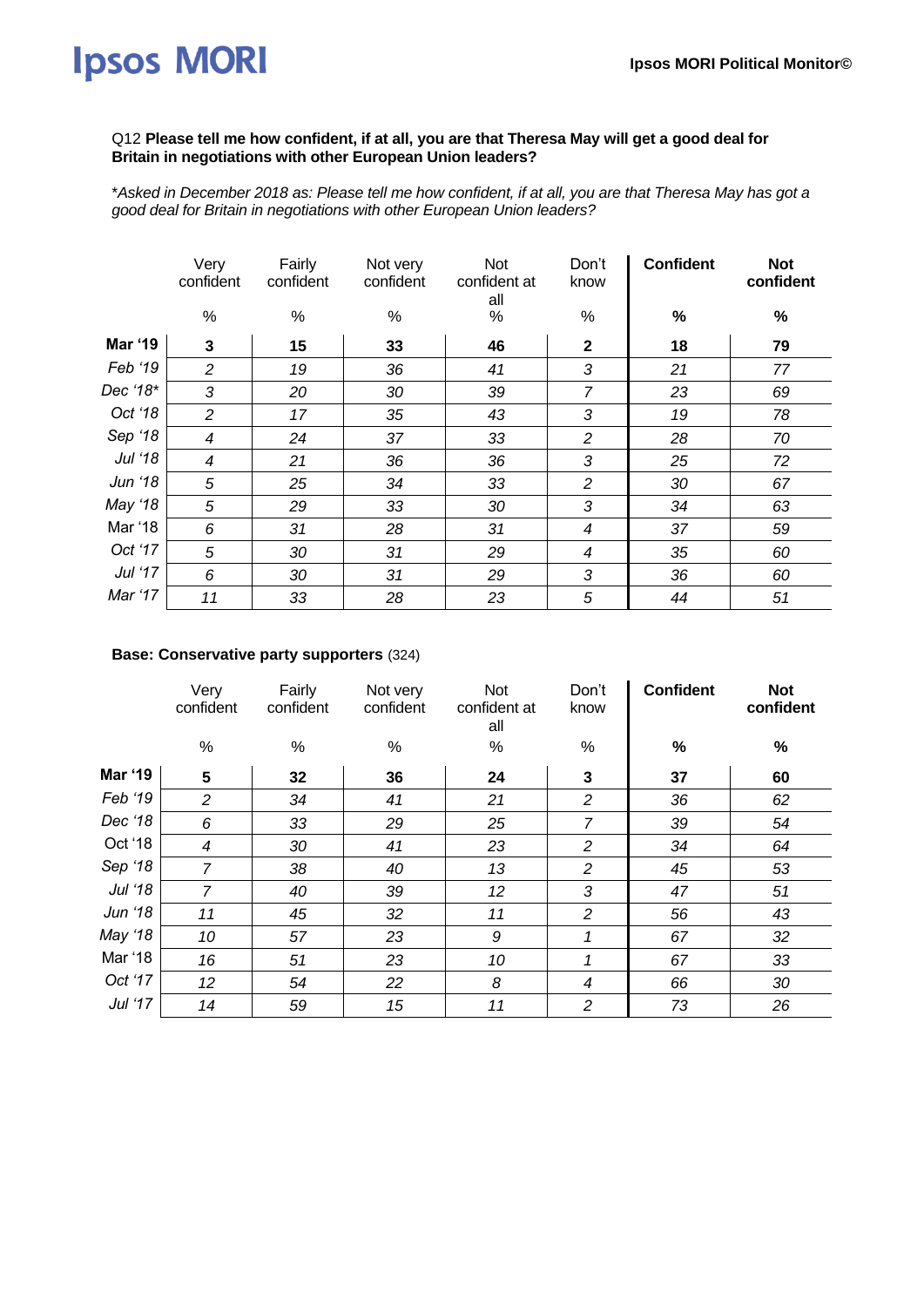Q12 **Please tell me how confident, if at all, you are that Theresa May will get a good deal for Britain in negotiations with other European Union leaders?**

*\*Asked in December 2018 as: Please tell me how confident, if at all, you are that Theresa May has got a good deal for Britain in negotiations with other European Union leaders?*

| | Very confident | Fairly confident | Not very confident | Not confident at all | Don't know | **Confident** | **Not confident** |
|---|---|---|---|---|---|---|---|
| | % | % | % | % | % | **%** | **%** |
| **Mar '19** | **3** | **15** | **33** | **46** | **2** | **18** | **79** |
| *Feb '19* | *2* | *19* | *36* | *41* | *3* | *21* | *77* |
| *Dec '18\** | *3* | *20* | *30* | *39* | *7* | *23* | *69* |
| *Oct '18* | *2* | *17* | *35* | *43* | *3* | *19* | *78* |
| *Sep '18* | *4* | *24* | *37* | *33* | *2* | *28* | *70* |
| *Jul '18* | *4* | *21* | *36* | *36* | *3* | *25* | *72* |
| *Jun '18* | *5* | *25* | *34* | *33* | *2* | *30* | *67* |
| *May '18* | *5* | *29* | *33* | *30* | *3* | *34* | *63* |
| Mar '18 | *6* | *31* | *28* | *31* | *4* | *37* | *59* |
| *Oct '17* | *5* | *30* | *31* | *29* | *4* | *35* | *60* |
| *Jul '17* | *6* | *30* | *31* | *29* | *3* | *36* | *60* |
| *Mar '17* | *11* | *33* | *28* | *23* | *5* | *44* | *51* |

**Base: Conservative party supporters** (324)

| | Very confident | Fairly confident | Not very confident | Not confident at all | Don't know | **Confident** | **Not confident** |
|---|---|---|---|---|---|---|---|
| | % | % | % | % | % | **%** | **%** |
| **Mar '19** | **5** | **32** | **36** | **24** | **3** | **37** | **60** |
| *Feb '19* | *2* | *34* | *41* | *21* | *2* | *36* | *62* |
| *Dec '18* | *6* | *33* | *29* | *25* | *7* | *39* | *54* |
| Oct '18 | *4* | *30* | *41* | *23* | *2* | *34* | *64* |
| *Sep '18* | *7* | *38* | *40* | *13* | *2* | *45* | *53* |
| *Jul '18* | *7* | *40* | *39* | *12* | *3* | *47* | *51* |
| *Jun '18* | *11* | *45* | *32* | *11* | *2* | *56* | *43* |
| *May '18* | *10* | *57* | *23* | *9* | *1* | *67* | *32* |
| Mar '18 | *16* | *51* | *23* | *10* | *1* | *67* | *33* |
| *Oct '17* | *12* | *54* | *22* | *8* | *4* | *66* | *30* |
| *Jul '17* | *14* | *59* | *15* | *11* | *2* | *73* | *26* |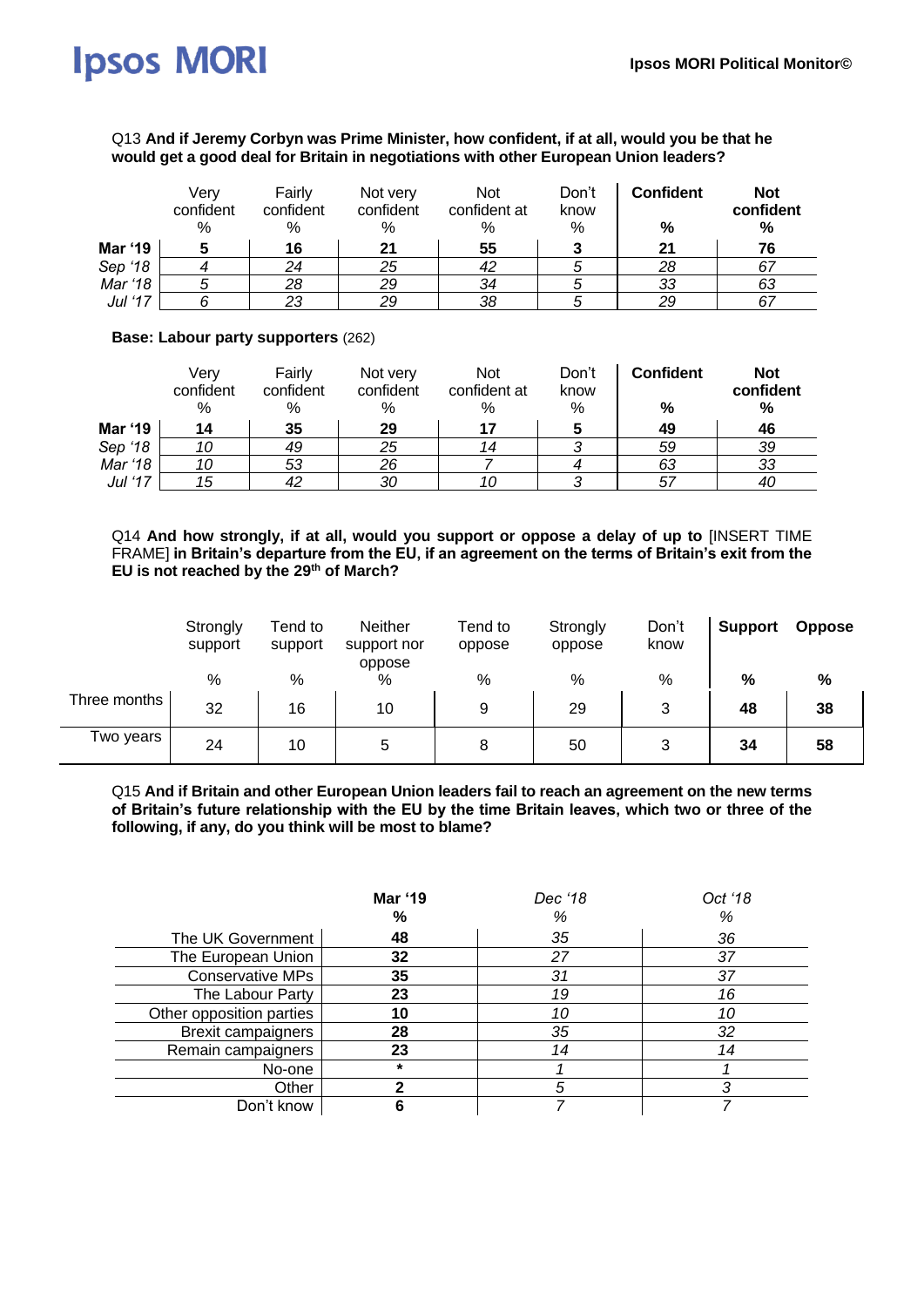Q13 **And if Jeremy Corbyn was Prime Minister, how confident, if at all, would you be that he would get a good deal for Britain in negotiations with other European Union leaders?**

| | Very confident % | Fairly confident % | Not very confident % | Not confident at % | Don't know % | **Confident %** | **Not confident %** |
|---|---|---|---|---|---|---|---|
| **Mar '19** | **5** | **16** | **21** | **55** | **3** | **21** | **76** |
| *Sep '18* | *4* | *24* | *25* | *42* | *5* | *28* | *67* |
| *Mar '18* | *5* | *28* | *29* | *34* | *5* | *33* | *63* |
| *Jul '17* | *6* | *23* | *29* | *38* | *5* | *29* | *67* |

**Base: Labour party supporters** (262)

| | Very confident % | Fairly confident % | Not very confident % | Not confident at % | Don't know % | **Confident %** | **Not confident %** |
|---|---|---|---|---|---|---|---|
| **Mar '19** | **14** | **35** | **29** | **17** | **5** | **49** | **46** |
| *Sep '18* | *10* | *49* | *25* | *14* | *3* | *59* | *39* |
| *Mar '18* | *10* | *53* | *26* | *7* | *4* | *63* | *33* |
| *Jul '17* | *15* | *42* | *30* | *10* | *3* | *57* | *40* |

Q14 **And how strongly, if at all, would you support or oppose a delay of up to** [INSERT TIME FRAME] **in Britain's departure from the EU, if an agreement on the terms of Britain's exit from the EU is not reached by the 29th of March?**

| | Strongly support % | Tend to support % | Neither support nor oppose % | Tend to oppose % | Strongly oppose % | Don't know % | **Support %** | **Oppose %** |
|---|---|---|---|---|---|---|---|---|
| Three months | 32 | 16 | 10 | 9 | 29 | 3 | **48** | **38** |
| Two years | 24 | 10 | 5 | 8 | 50 | 3 | **34** | **58** |

Q15 **And if Britain and other European Union leaders fail to reach an agreement on the new terms of Britain's future relationship with the EU by the time Britain leaves, which two or three of the following, if any, do you think will be most to blame?**

| | **Mar '19 %** | *Dec '18 %* | *Oct '18 %* |
|---|---|---|---|
| The UK Government | **48** | *35* | *36* |
| The European Union | **32** | *27* | *37* |
| Conservative MPs | **35** | *31* | *37* |
| The Labour Party | **23** | *19* | *16* |
| Other opposition parties | **10** | *10* | *10* |
| Brexit campaigners | **28** | *35* | *32* |
| Remain campaigners | **23** | *14* | *14* |
| No-one | ***** | *1* | *1* |
| Other | **2** | *5* | *3* |
| Don't know | **6** | *7* | *7* |